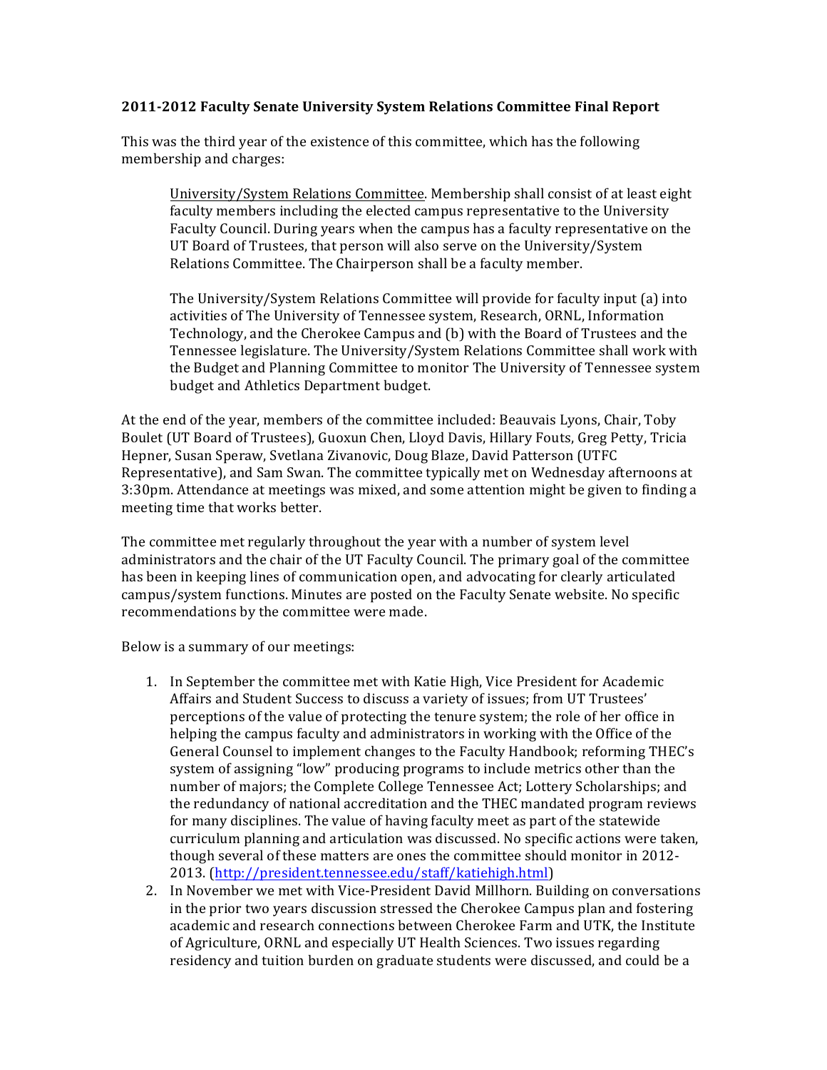**2011-2012 Faculty Senate University System Relations Committee Final Report**

This was the third year of the existence of this committee, which has the following membership and charges:

> University/System Relations Committee. Membership shall consist of at least eight faculty members including the elected campus representative to the University Faculty Council. During years when the campus has a faculty representative on the UT Board of Trustees, that person will also serve on the University/System Relations Committee. The Chairperson shall be a faculty member.
>
> The University/System Relations Committee will provide for faculty input (a) into activities of The University of Tennessee system, Research, ORNL, Information Technology, and the Cherokee Campus and (b) with the Board of Trustees and the Tennessee legislature. The University/System Relations Committee shall work with the Budget and Planning Committee to monitor The University of Tennessee system budget and Athletics Department budget.

At the end of the year, members of the committee included: Beauvais Lyons, Chair, Toby Boulet (UT Board of Trustees), Guoxun Chen, Lloyd Davis, Hillary Fouts, Greg Petty, Tricia Hepner, Susan Speraw, Svetlana Zivanovic, Doug Blaze, David Patterson (UTFC Representative), and Sam Swan. The committee typically met on Wednesday afternoons at 3:30pm. Attendance at meetings was mixed, and some attention might be given to finding a meeting time that works better.

The committee met regularly throughout the year with a number of system level administrators and the chair of the UT Faculty Council. The primary goal of the committee has been in keeping lines of communication open, and advocating for clearly articulated campus/system functions. Minutes are posted on the Faculty Senate website. No specific recommendations by the committee were made.

Below is a summary of our meetings:

1. In September the committee met with Katie High, Vice President for Academic Affairs and Student Success to discuss a variety of issues; from UT Trustees' perceptions of the value of protecting the tenure system; the role of her office in helping the campus faculty and administrators in working with the Office of the General Counsel to implement changes to the Faculty Handbook; reforming THEC's system of assigning "low" producing programs to include metrics other than the number of majors; the Complete College Tennessee Act; Lottery Scholarships; and the redundancy of national accreditation and the THEC mandated program reviews for many disciplines. The value of having faculty meet as part of the statewide curriculum planning and articulation was discussed. No specific actions were taken, though several of these matters are ones the committee should monitor in 2012-2013. (http://president.tennessee.edu/staff/katiehigh.html)
2. In November we met with Vice-President David Millhorn. Building on conversations in the prior two years discussion stressed the Cherokee Campus plan and fostering academic and research connections between Cherokee Farm and UTK, the Institute of Agriculture, ORNL and especially UT Health Sciences. Two issues regarding residency and tuition burden on graduate students were discussed, and could be a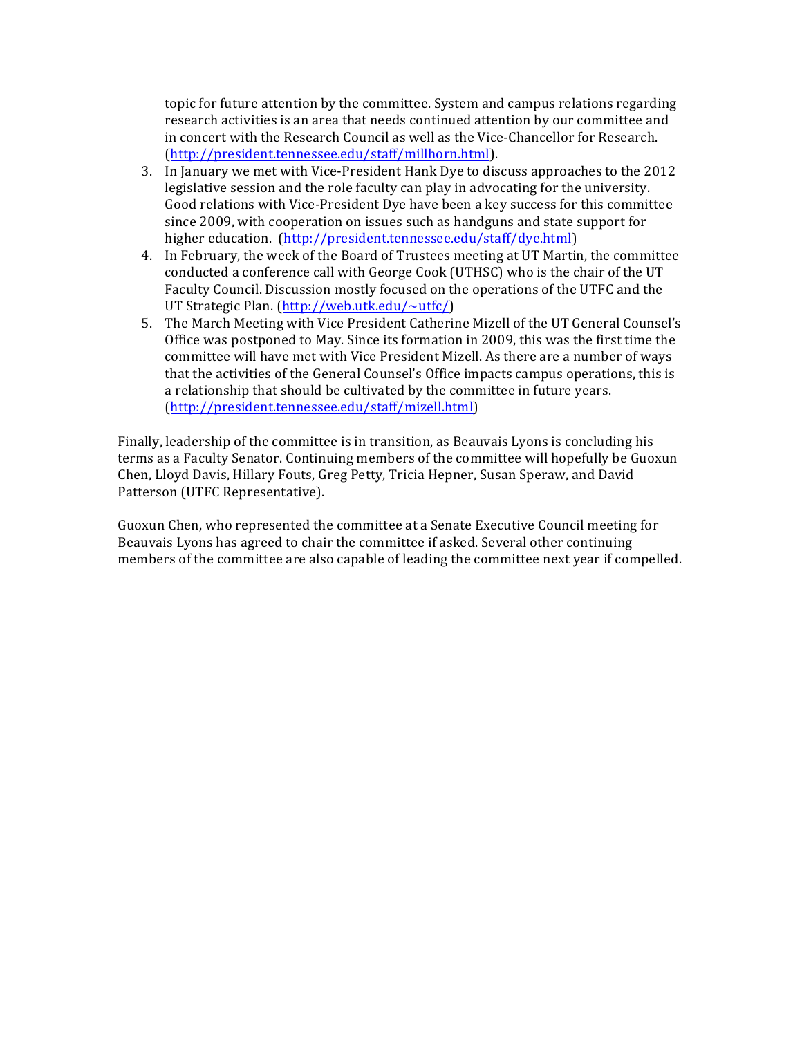topic for future attention by the committee. System and campus relations regarding research activities is an area that needs continued attention by our committee and in concert with the Research Council as well as the Vice-Chancellor for Research. (http://president.tennessee.edu/staff/millhorn.html).

3. In January we met with Vice-President Hank Dye to discuss approaches to the 2012 legislative session and the role faculty can play in advocating for the university. Good relations with Vice-President Dye have been a key success for this committee since 2009, with cooperation on issues such as handguns and state support for higher education. (http://president.tennessee.edu/staff/dye.html)
4. In February, the week of the Board of Trustees meeting at UT Martin, the committee conducted a conference call with George Cook (UTHSC) who is the chair of the UT Faculty Council. Discussion mostly focused on the operations of the UTFC and the UT Strategic Plan. (http://web.utk.edu/~utfc/)
5. The March Meeting with Vice President Catherine Mizell of the UT General Counsel's Office was postponed to May. Since its formation in 2009, this was the first time the committee will have met with Vice President Mizell. As there are a number of ways that the activities of the General Counsel's Office impacts campus operations, this is a relationship that should be cultivated by the committee in future years. (http://president.tennessee.edu/staff/mizell.html)

Finally, leadership of the committee is in transition, as Beauvais Lyons is concluding his terms as a Faculty Senator. Continuing members of the committee will hopefully be Guoxun Chen, Lloyd Davis, Hillary Fouts, Greg Petty, Tricia Hepner, Susan Speraw, and David Patterson (UTFC Representative).

Guoxun Chen, who represented the committee at a Senate Executive Council meeting for Beauvais Lyons has agreed to chair the committee if asked. Several other continuing members of the committee are also capable of leading the committee next year if compelled.